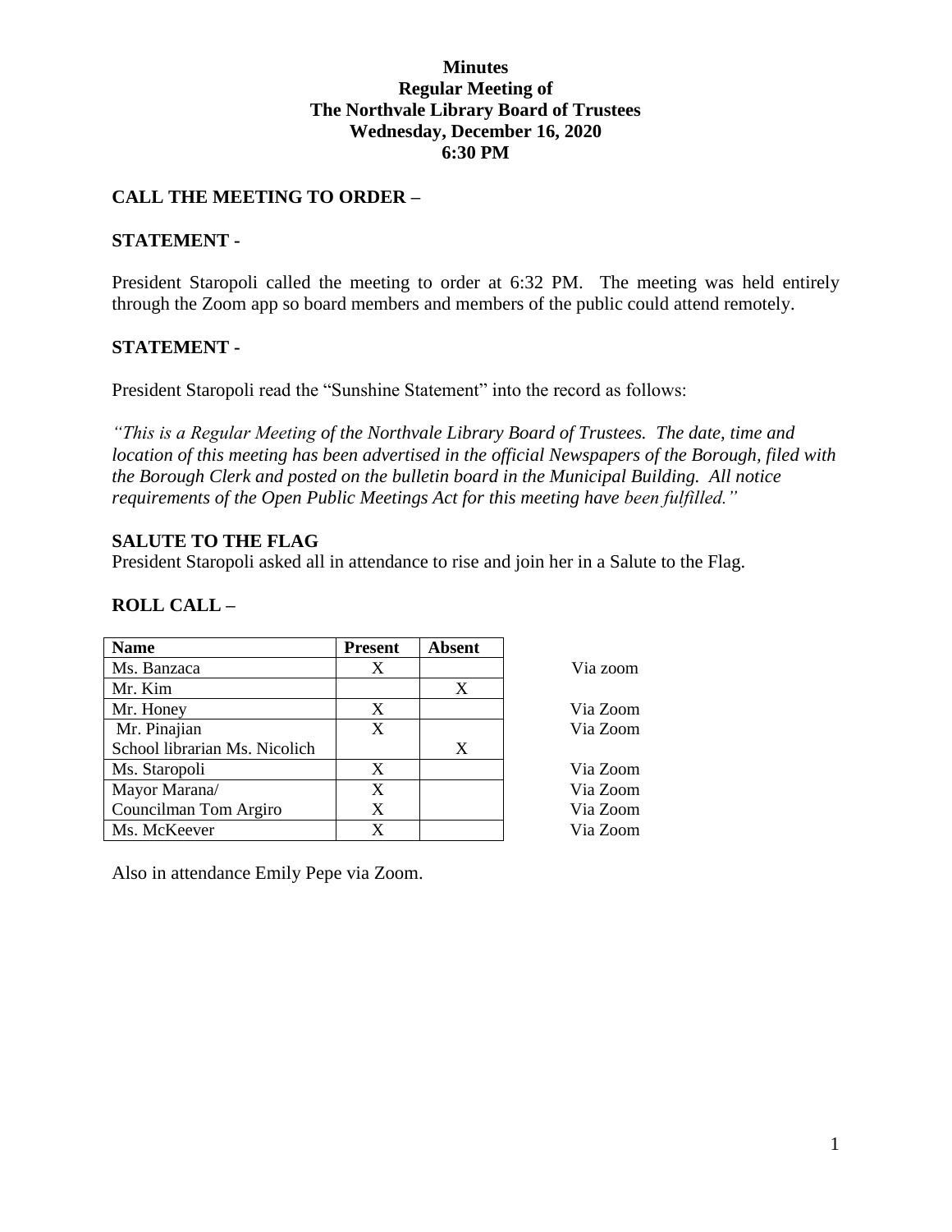# Minutes
## Regular Meeting of
## The Northvale Library Board of Trustees
## Wednesday, December 16, 2020
## 6:30 PM

### CALL THE MEETING TO ORDER –

### STATEMENT -

President Staropoli called the meeting to order at 6:32 PM. The meeting was held entirely through the Zoom app so board members and members of the public could attend remotely.

### STATEMENT -

President Staropoli read the "Sunshine Statement" into the record as follows:

*"This is a Regular Meeting of the Northvale Library Board of Trustees. The date, time and location of this meeting has been advertised in the official Newspapers of the Borough, filed with the Borough Clerk and posted on the bulletin board in the Municipal Building. All notice requirements of the Open Public Meetings Act for this meeting have been fulfilled."*

### SALUTE TO THE FLAG

President Staropoli asked all in attendance to rise and join her in a Salute to the Flag.

### ROLL CALL –

| Name | Present | Absent | |
|---|---|---|---|
| Ms. Banzaca | X | | Via zoom |
| Mr. Kim | | X | |
| Mr. Honey | X | | Via Zoom |
| Mr. Pinajian | X | | Via Zoom |
| School librarian Ms. Nicolich | | X | |
| Ms. Staropoli | X | | Via Zoom |
| Mayor Marana/ | X | | Via Zoom |
| Councilman Tom Argiro | X | | Via Zoom |
| Ms. McKeever | X | | Via Zoom |

Also in attendance Emily Pepe via Zoom.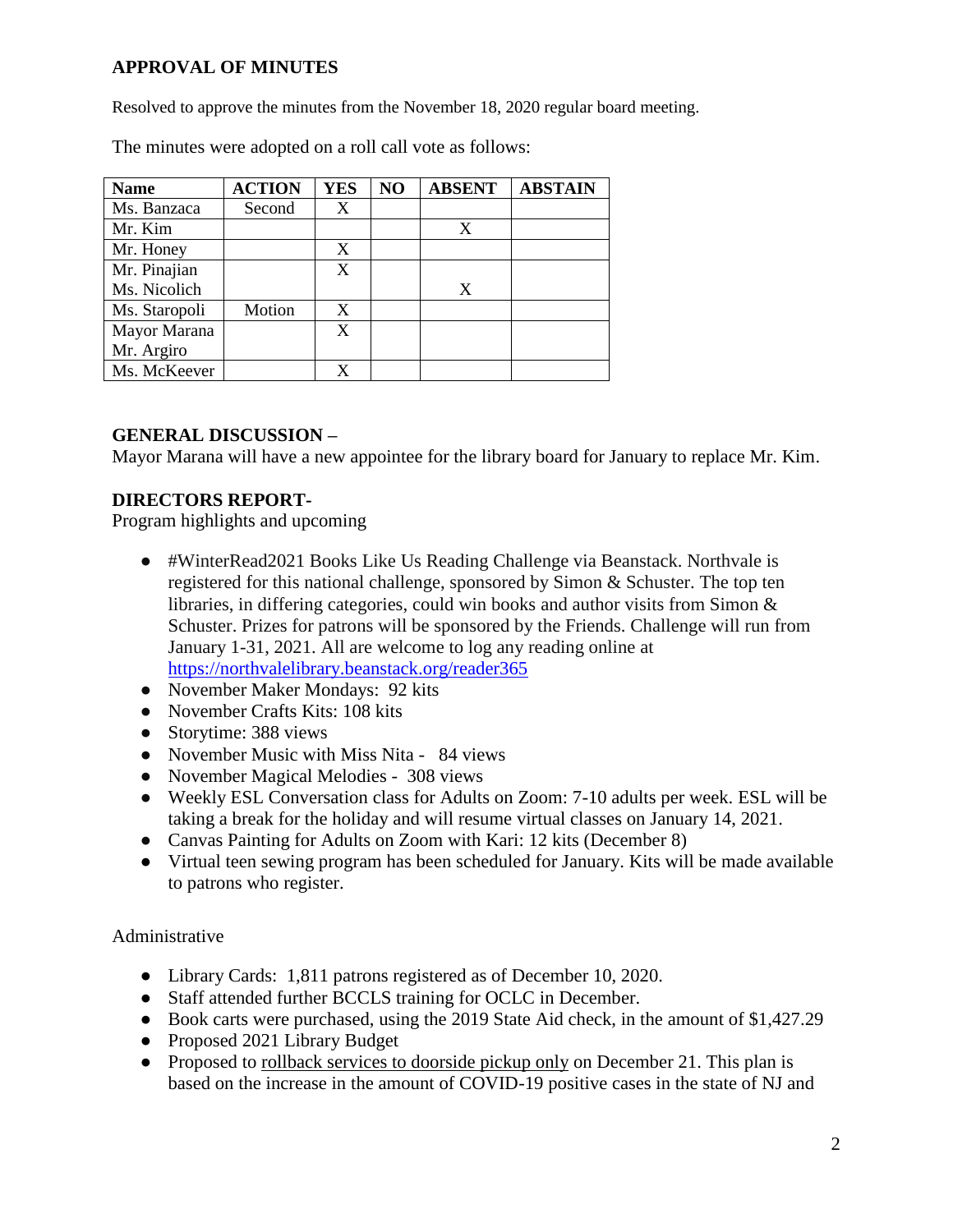**APPROVAL OF MINUTES**

Resolved to approve the minutes from the November 18, 2020 regular board meeting.

The minutes were adopted on a roll call vote as follows:

| Name | ACTION | YES | NO | ABSENT | ABSTAIN |
|---|---|---|---|---|---|
| Ms. Banzaca | Second | X | | | |
| Mr. Kim | | | | X | |
| Mr. Honey | | X | | | |
| Mr. Pinajian | | X | | | |
| Ms. Nicolich | | | | X | |
| Ms. Staropoli | Motion | X | | | |
| Mayor Marana | | X | | | |
| Mr. Argiro | | | | | |
| Ms. McKeever | | X | | | |

**GENERAL DISCUSSION –**
Mayor Marana will have a new appointee for the library board for January to replace Mr. Kim.

**DIRECTORS REPORT-**
Program highlights and upcoming

- #WinterRead2021 Books Like Us Reading Challenge via Beanstack. Northvale is registered for this national challenge, sponsored by Simon & Schuster. The top ten libraries, in differing categories, could win books and author visits from Simon & Schuster. Prizes for patrons will be sponsored by the Friends. Challenge will run from January 1-31, 2021. All are welcome to log any reading online at https://northvalelibrary.beanstack.org/reader365
- November Maker Mondays: 92 kits
- November Crafts Kits: 108 kits
- Storytime: 388 views
- November Music with Miss Nita - 84 views
- November Magical Melodies - 308 views
- Weekly ESL Conversation class for Adults on Zoom: 7-10 adults per week. ESL will be taking a break for the holiday and will resume virtual classes on January 14, 2021.
- Canvas Painting for Adults on Zoom with Kari: 12 kits (December 8)
- Virtual teen sewing program has been scheduled for January. Kits will be made available to patrons who register.

Administrative

- Library Cards: 1,811 patrons registered as of December 10, 2020.
- Staff attended further BCCLS training for OCLC in December.
- Book carts were purchased, using the 2019 State Aid check, in the amount of $1,427.29
- Proposed 2021 Library Budget
- Proposed to rollback services to doorside pickup only on December 21. This plan is based on the increase in the amount of COVID-19 positive cases in the state of NJ and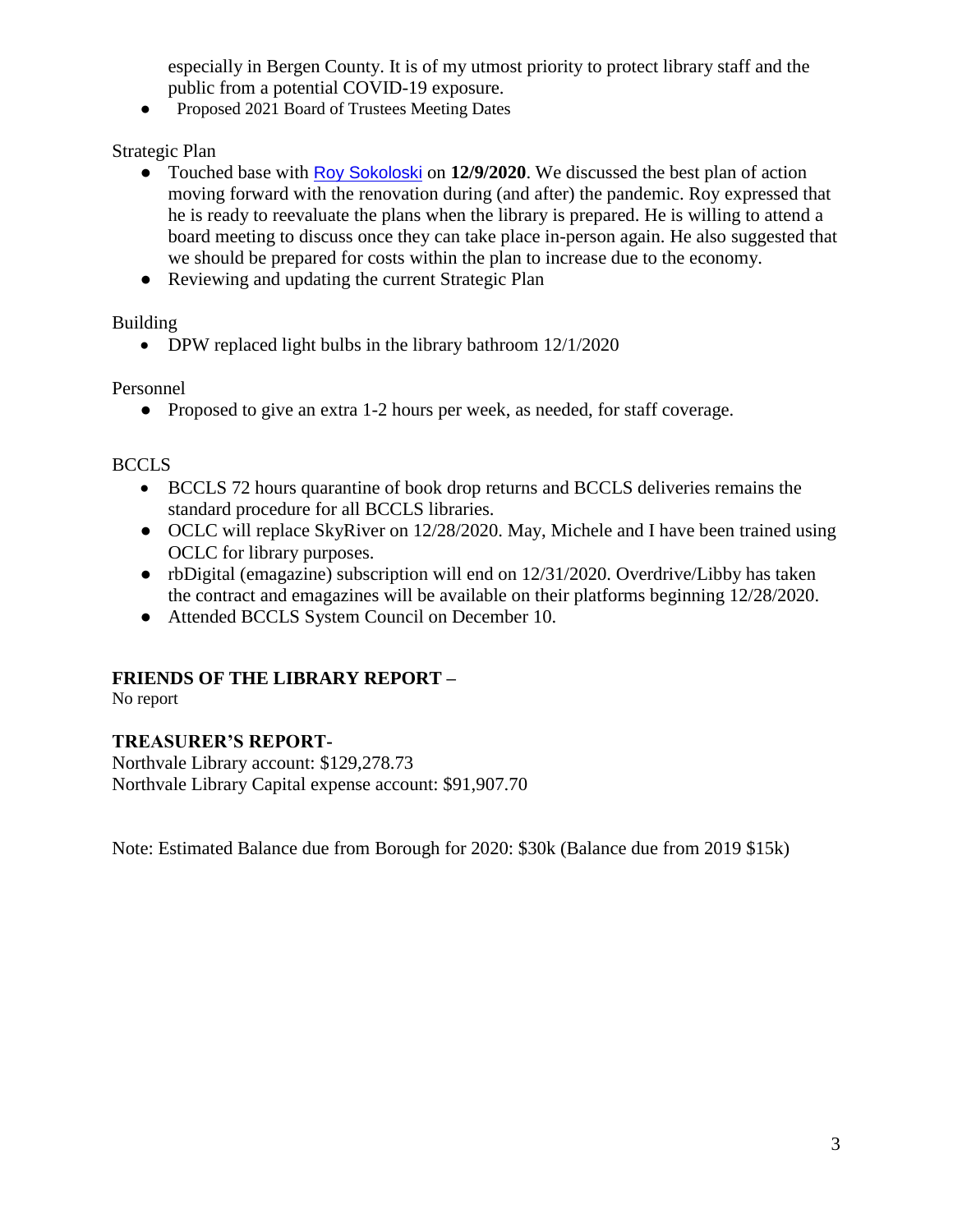especially in Bergen County. It is of my utmost priority to protect library staff and the public from a potential COVID-19 exposure.
- Proposed 2021 Board of Trustees Meeting Dates

Strategic Plan

- Touched base with Roy Sokoloski on **12/9/2020**. We discussed the best plan of action moving forward with the renovation during (and after) the pandemic. Roy expressed that he is ready to reevaluate the plans when the library is prepared. He is willing to attend a board meeting to discuss once they can take place in-person again. He also suggested that we should be prepared for costs within the plan to increase due to the economy.
- Reviewing and updating the current Strategic Plan

Building

- DPW replaced light bulbs in the library bathroom 12/1/2020

Personnel

- Proposed to give an extra 1-2 hours per week, as needed, for staff coverage.

BCCLS

- BCCLS 72 hours quarantine of book drop returns and BCCLS deliveries remains the standard procedure for all BCCLS libraries.
- OCLC will replace SkyRiver on 12/28/2020. May, Michele and I have been trained using OCLC for library purposes.
- rbDigital (emagazine) subscription will end on 12/31/2020. Overdrive/Libby has taken the contract and emagazines will be available on their platforms beginning 12/28/2020.
- Attended BCCLS System Council on December 10.

**FRIENDS OF THE LIBRARY REPORT –**

No report

**TREASURER'S REPORT-**

Northvale Library account: $129,278.73

Northvale Library Capital expense account: $91,907.70

Note: Estimated Balance due from Borough for 2020: $30k (Balance due from 2019 $15k)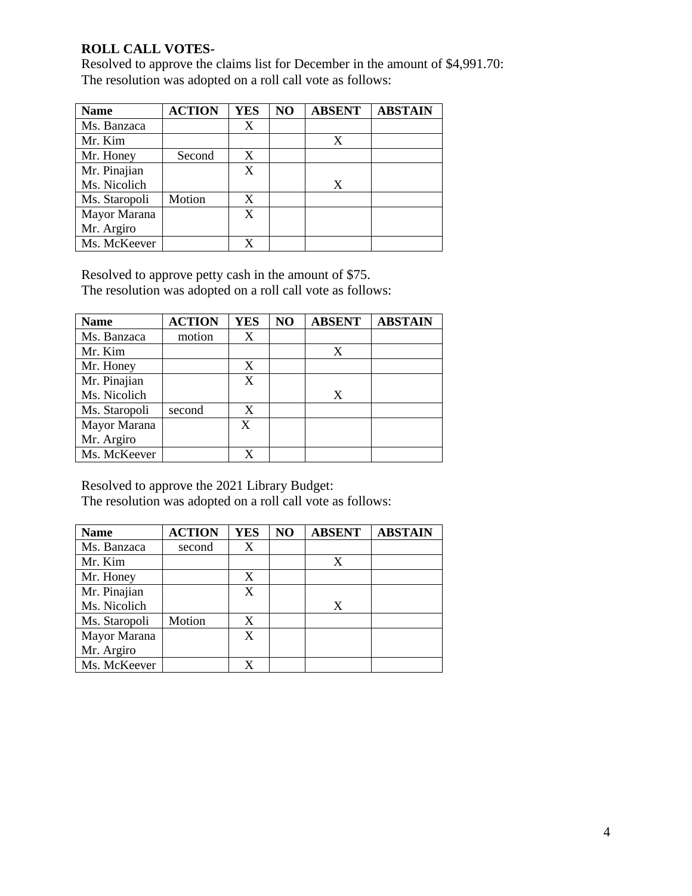**ROLL CALL VOTES-**

Resolved to approve the claims list for December in the amount of $4,991.70:
The resolution was adopted on a roll call vote as follows:

| Name | ACTION | YES | NO | ABSENT | ABSTAIN |
|---|---|---|---|---|---|
| Ms. Banzaca | | X | | | |
| Mr. Kim | | | | X | |
| Mr. Honey | Second | X | | | |
| Mr. Pinajian | | X | | | |
| Ms. Nicolich | | | | X | |
| Ms. Staropoli | Motion | X | | | |
| Mayor Marana | | X | | | |
| Mr. Argiro | | | | | |
| Ms. McKeever | | X | | | |

Resolved to approve petty cash in the amount of $75.
The resolution was adopted on a roll call vote as follows:

| Name | ACTION | YES | NO | ABSENT | ABSTAIN |
|---|---|---|---|---|---|
| Ms. Banzaca | motion | X | | | |
| Mr. Kim | | | | X | |
| Mr. Honey | | X | | | |
| Mr. Pinajian | | X | | | |
| Ms. Nicolich | | | | X | |
| Ms. Staropoli | second | X | | | |
| Mayor Marana | | X | | | |
| Mr. Argiro | | | | | |
| Ms. McKeever | | X | | | |

Resolved to approve the 2021 Library Budget:
The resolution was adopted on a roll call vote as follows:

| Name | ACTION | YES | NO | ABSENT | ABSTAIN |
|---|---|---|---|---|---|
| Ms. Banzaca | second | X | | | |
| Mr. Kim | | | | X | |
| Mr. Honey | | X | | | |
| Mr. Pinajian | | X | | | |
| Ms. Nicolich | | | | X | |
| Ms. Staropoli | Motion | X | | | |
| Mayor Marana | | X | | | |
| Mr. Argiro | | | | | |
| Ms. McKeever | | X | | | |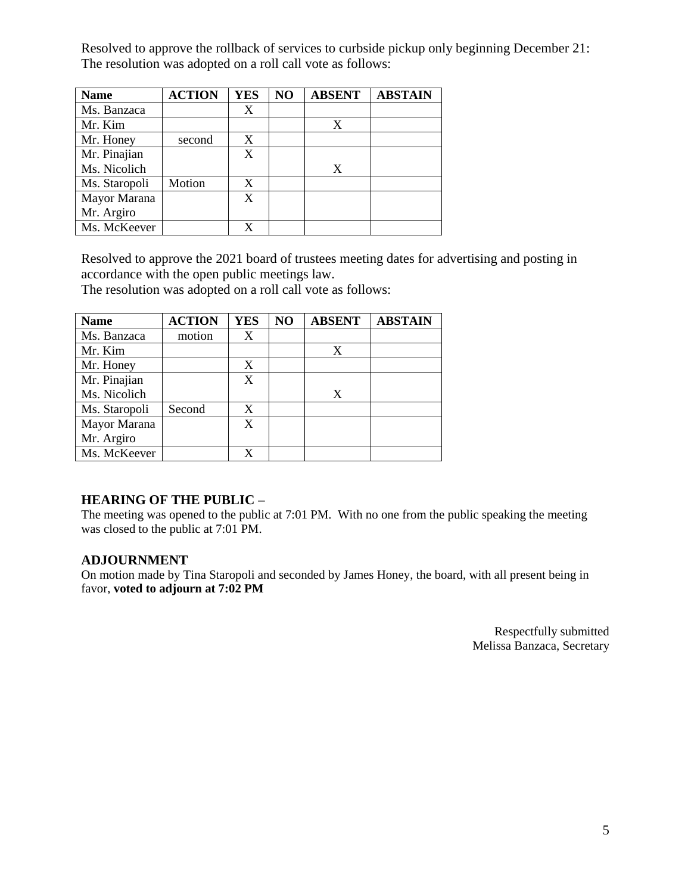Resolved to approve the rollback of services to curbside pickup only beginning December 21: The resolution was adopted on a roll call vote as follows:

| Name | ACTION | YES | NO | ABSENT | ABSTAIN |
|---|---|---|---|---|---|
| Ms. Banzaca | | X | | | |
| Mr. Kim | | | | X | |
| Mr. Honey | second | X | | | |
| Mr. Pinajian | | X | | | |
| Ms. Nicolich | | | | X | |
| Ms. Staropoli | Motion | X | | | |
| Mayor Marana | | X | | | |
| Mr. Argiro | | | | | |
| Ms. McKeever | | X | | | |

Resolved to approve the 2021 board of trustees meeting dates for advertising and posting in accordance with the open public meetings law.
The resolution was adopted on a roll call vote as follows:

| Name | ACTION | YES | NO | ABSENT | ABSTAIN |
|---|---|---|---|---|---|
| Ms. Banzaca | motion | X | | | |
| Mr. Kim | | | | X | |
| Mr. Honey | | X | | | |
| Mr. Pinajian | | X | | | |
| Ms. Nicolich | | | | X | |
| Ms. Staropoli | Second | X | | | |
| Mayor Marana | | X | | | |
| Mr. Argiro | | | | | |
| Ms. McKeever | | X | | | |

### HEARING OF THE PUBLIC –

The meeting was opened to the public at 7:01 PM. With no one from the public speaking the meeting was closed to the public at 7:01 PM.

### ADJOURNMENT

On motion made by Tina Staropoli and seconded by James Honey, the board, with all present being in favor, **voted to adjourn at 7:02 PM**

Respectfully submitted
Melissa Banzaca, Secretary